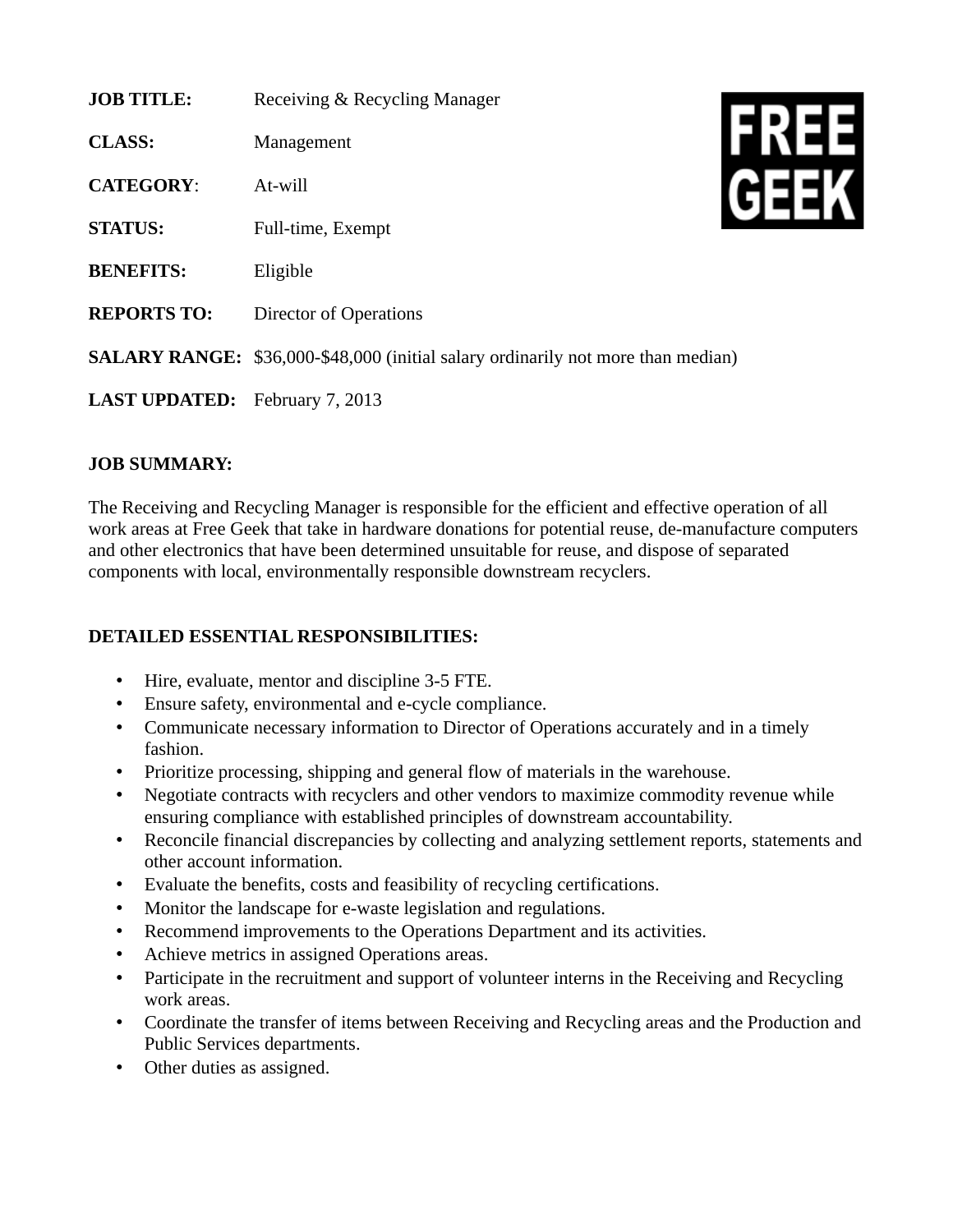**JOB TITLE:** Receiving & Recycling Manager

**CLASS:** Management

**CATEGORY**: At-will

**STATUS:** Full-time, Exempt

**BENEFITS:** Eligible

**REPORTS TO:** Director of Operations

**SALARY RANGE:** $36,000-$48,000 (initial salary ordinarily not more than median)

**LAST UPDATED:** February 7, 2013

FREE GEEK

**JOB SUMMARY:**

The Receiving and Recycling Manager is responsible for the efficient and effective operation of all work areas at Free Geek that take in hardware donations for potential reuse, de-manufacture computers and other electronics that have been determined unsuitable for reuse, and dispose of separated components with local, environmentally responsible downstream recyclers.

**DETAILED ESSENTIAL RESPONSIBILITIES:**

- Hire, evaluate, mentor and discipline 3-5 FTE.
- Ensure safety, environmental and e-cycle compliance.
- Communicate necessary information to Director of Operations accurately and in a timely fashion.
- Prioritize processing, shipping and general flow of materials in the warehouse.
- Negotiate contracts with recyclers and other vendors to maximize commodity revenue while ensuring compliance with established principles of downstream accountability.
- Reconcile financial discrepancies by collecting and analyzing settlement reports, statements and other account information.
- Evaluate the benefits, costs and feasibility of recycling certifications.
- Monitor the landscape for e-waste legislation and regulations.
- Recommend improvements to the Operations Department and its activities.
- Achieve metrics in assigned Operations areas.
- Participate in the recruitment and support of volunteer interns in the Receiving and Recycling work areas.
- Coordinate the transfer of items between Receiving and Recycling areas and the Production and Public Services departments.
- Other duties as assigned.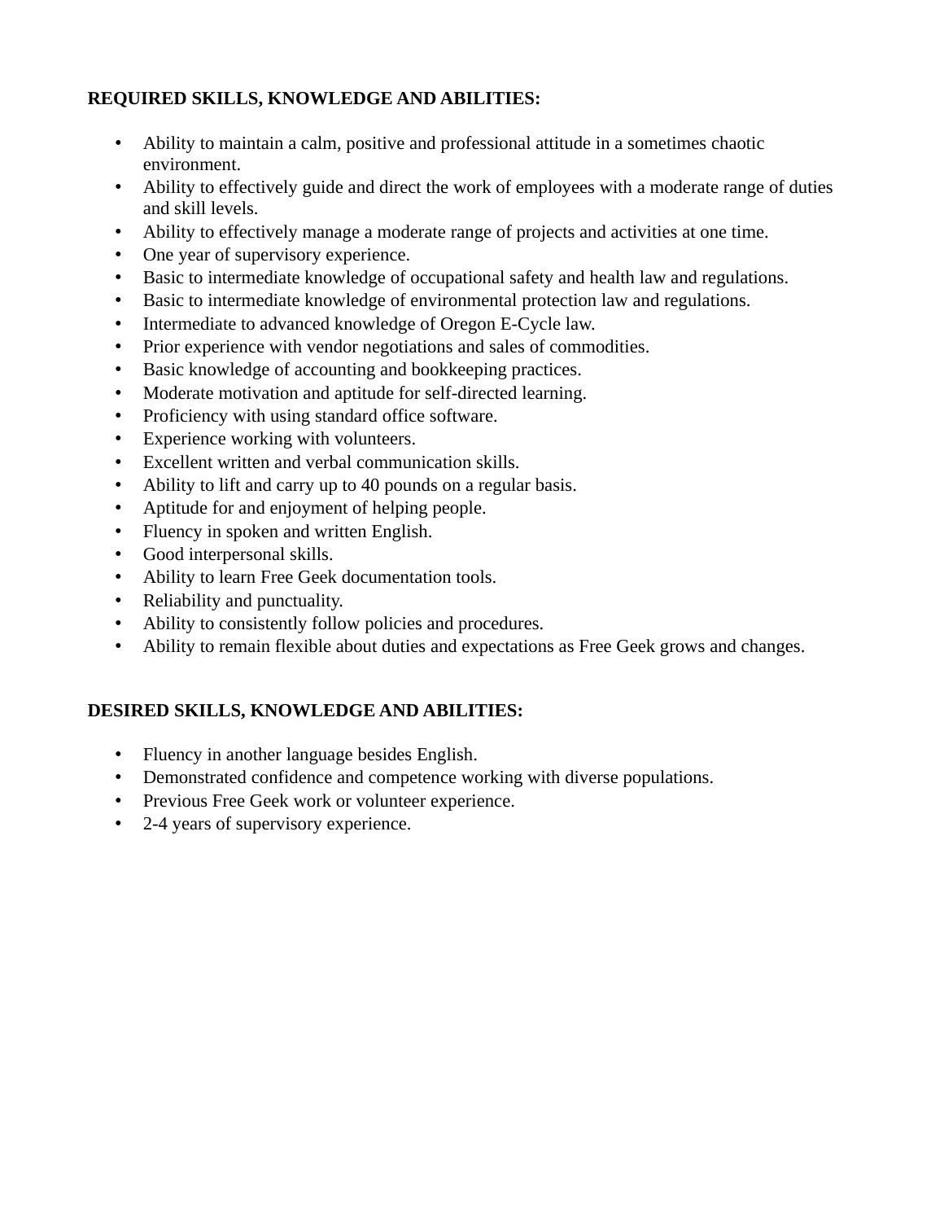**REQUIRED SKILLS, KNOWLEDGE AND ABILITIES:**

- Ability to maintain a calm, positive and professional attitude in a sometimes chaotic environment.
- Ability to effectively guide and direct the work of employees with a moderate range of duties and skill levels.
- Ability to effectively manage a moderate range of projects and activities at one time.
- One year of supervisory experience.
- Basic to intermediate knowledge of occupational safety and health law and regulations.
- Basic to intermediate knowledge of environmental protection law and regulations.
- Intermediate to advanced knowledge of Oregon E-Cycle law.
- Prior experience with vendor negotiations and sales of commodities.
- Basic knowledge of accounting and bookkeeping practices.
- Moderate motivation and aptitude for self-directed learning.
- Proficiency with using standard office software.
- Experience working with volunteers.
- Excellent written and verbal communication skills.
- Ability to lift and carry up to 40 pounds on a regular basis.
- Aptitude for and enjoyment of helping people.
- Fluency in spoken and written English.
- Good interpersonal skills.
- Ability to learn Free Geek documentation tools.
- Reliability and punctuality.
- Ability to consistently follow policies and procedures.
- Ability to remain flexible about duties and expectations as Free Geek grows and changes.

**DESIRED SKILLS, KNOWLEDGE AND ABILITIES:**

- Fluency in another language besides English.
- Demonstrated confidence and competence working with diverse populations.
- Previous Free Geek work or volunteer experience.
- 2-4 years of supervisory experience.